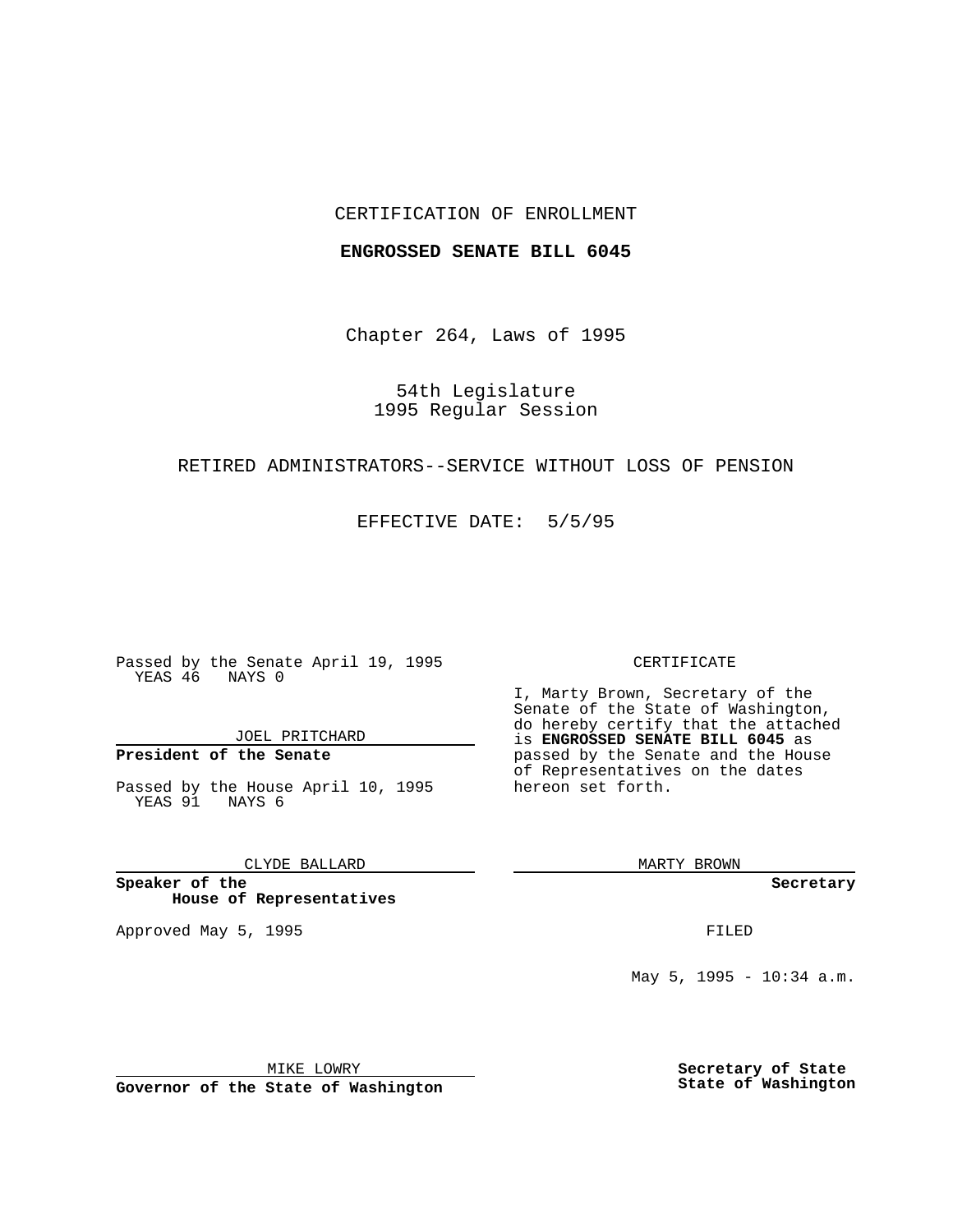CERTIFICATION OF ENROLLMENT

**ENGROSSED SENATE BILL 6045**

Chapter 264, Laws of 1995

54th Legislature
1995 Regular Session

RETIRED ADMINISTRATORS--SERVICE WITHOUT LOSS OF PENSION

EFFECTIVE DATE: 5/5/95

Passed by the Senate April 19, 1995
YEAS 46 NAYS 0

JOEL PRITCHARD

**President of the Senate**

Passed by the House April 10, 1995
YEAS 91 NAYS 6

CLYDE BALLARD

**Speaker of the House of Representatives**

Approved May 5, 1995

MIKE LOWRY

**Governor of the State of Washington**

CERTIFICATE

I, Marty Brown, Secretary of the Senate of the State of Washington, do hereby certify that the attached is **ENGROSSED SENATE BILL 6045** as passed by the Senate and the House of Representatives on the dates hereon set forth.

MARTY BROWN

**Secretary**

FILED

May 5, 1995 - 10:34 a.m.

**Secretary of State**
**State of Washington**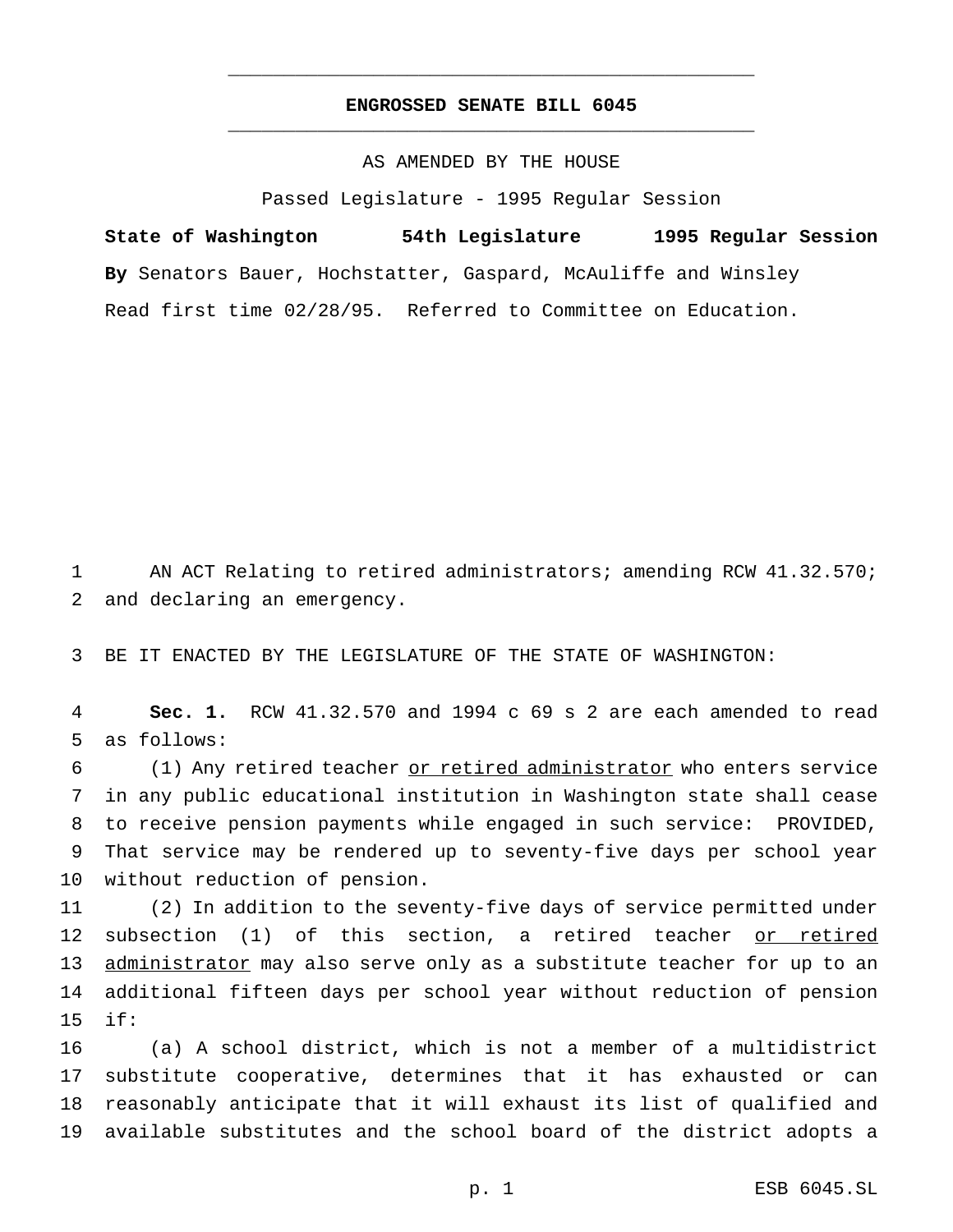# ENGROSSED SENATE BILL 6045

AS AMENDED BY THE HOUSE

Passed Legislature - 1995 Regular Session

**State of Washington 54th Legislature 1995 Regular Session**

**By** Senators Bauer, Hochstatter, Gaspard, McAuliffe and Winsley

Read first time 02/28/95. Referred to Committee on Education.

AN ACT Relating to retired administrators; amending RCW 41.32.570; and declaring an emergency.

BE IT ENACTED BY THE LEGISLATURE OF THE STATE OF WASHINGTON:

**Sec. 1.** RCW 41.32.570 and 1994 c 69 s 2 are each amended to read as follows:

(1) Any retired teacher <u>or retired administrator</u> who enters service in any public educational institution in Washington state shall cease to receive pension payments while engaged in such service: PROVIDED, That service may be rendered up to seventy-five days per school year without reduction of pension.

(2) In addition to the seventy-five days of service permitted under subsection (1) of this section, a retired teacher <u>or retired administrator</u> may also serve only as a substitute teacher for up to an additional fifteen days per school year without reduction of pension if:

(a) A school district, which is not a member of a multidistrict substitute cooperative, determines that it has exhausted or can reasonably anticipate that it will exhaust its list of qualified and available substitutes and the school board of the district adopts a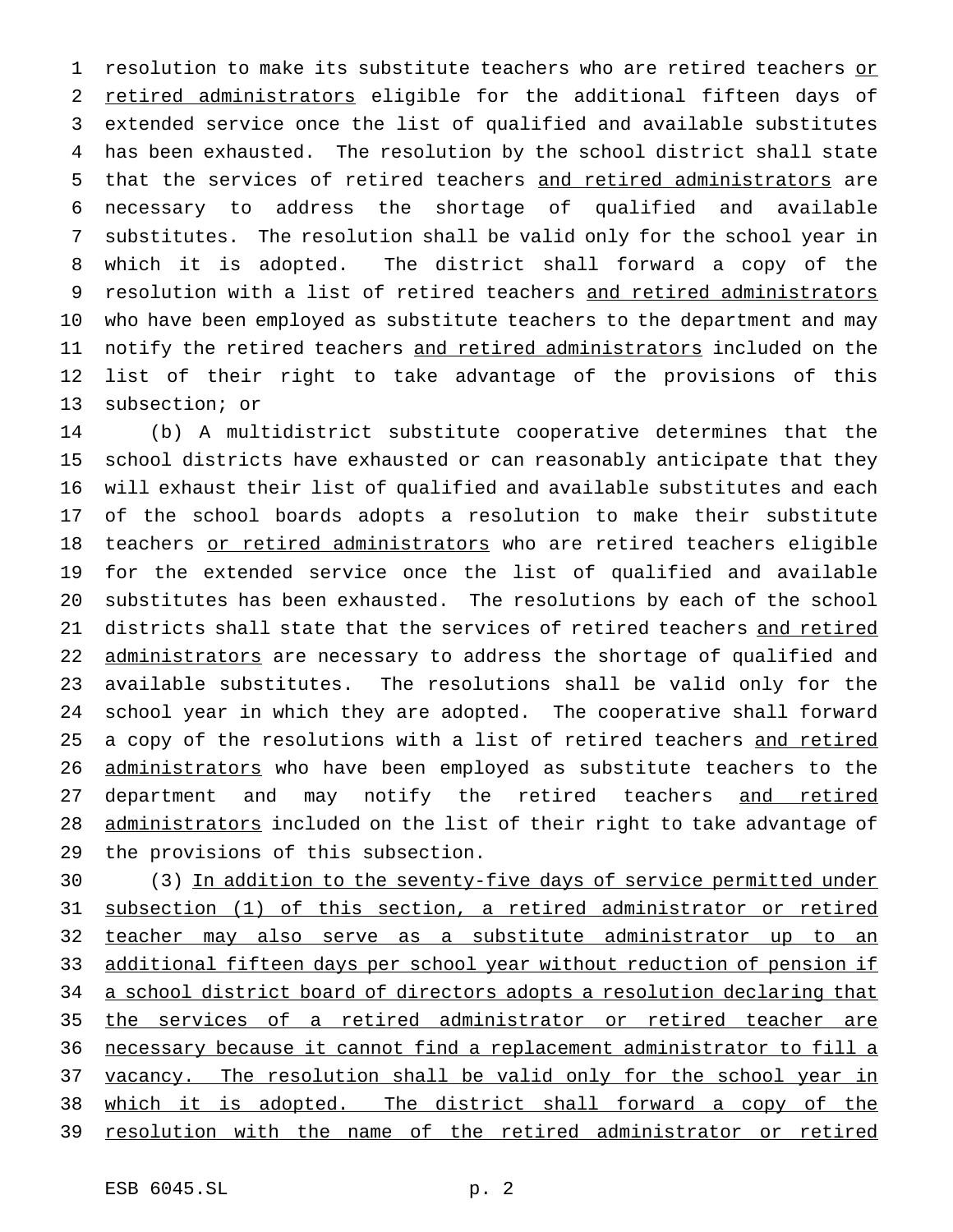resolution to make its substitute teachers who are retired teachers <u>or retired administrators</u> eligible for the additional fifteen days of extended service once the list of qualified and available substitutes has been exhausted. The resolution by the school district shall state that the services of retired teachers <u>and retired administrators</u> are necessary to address the shortage of qualified and available substitutes. The resolution shall be valid only for the school year in which it is adopted. The district shall forward a copy of the resolution with a list of retired teachers <u>and retired administrators</u> who have been employed as substitute teachers to the department and may notify the retired teachers <u>and retired administrators</u> included on the list of their right to take advantage of the provisions of this subsection; or

(b) A multidistrict substitute cooperative determines that the school districts have exhausted or can reasonably anticipate that they will exhaust their list of qualified and available substitutes and each of the school boards adopts a resolution to make their substitute teachers <u>or retired administrators</u> who are retired teachers eligible for the extended service once the list of qualified and available substitutes has been exhausted. The resolutions by each of the school districts shall state that the services of retired teachers <u>and retired administrators</u> are necessary to address the shortage of qualified and available substitutes. The resolutions shall be valid only for the school year in which they are adopted. The cooperative shall forward a copy of the resolutions with a list of retired teachers <u>and retired administrators</u> who have been employed as substitute teachers to the department and may notify the retired teachers <u>and retired administrators</u> included on the list of their right to take advantage of the provisions of this subsection.

(3) <u>In addition to the seventy-five days of service permitted under subsection (1) of this section, a retired administrator or retired teacher may also serve as a substitute administrator up to an additional fifteen days per school year without reduction of pension if a school district board of directors adopts a resolution declaring that the services of a retired administrator or retired teacher are necessary because it cannot find a replacement administrator to fill a vacancy. The resolution shall be valid only for the school year in which it is adopted. The district shall forward a copy of the resolution with the name of the retired administrator or retired</u>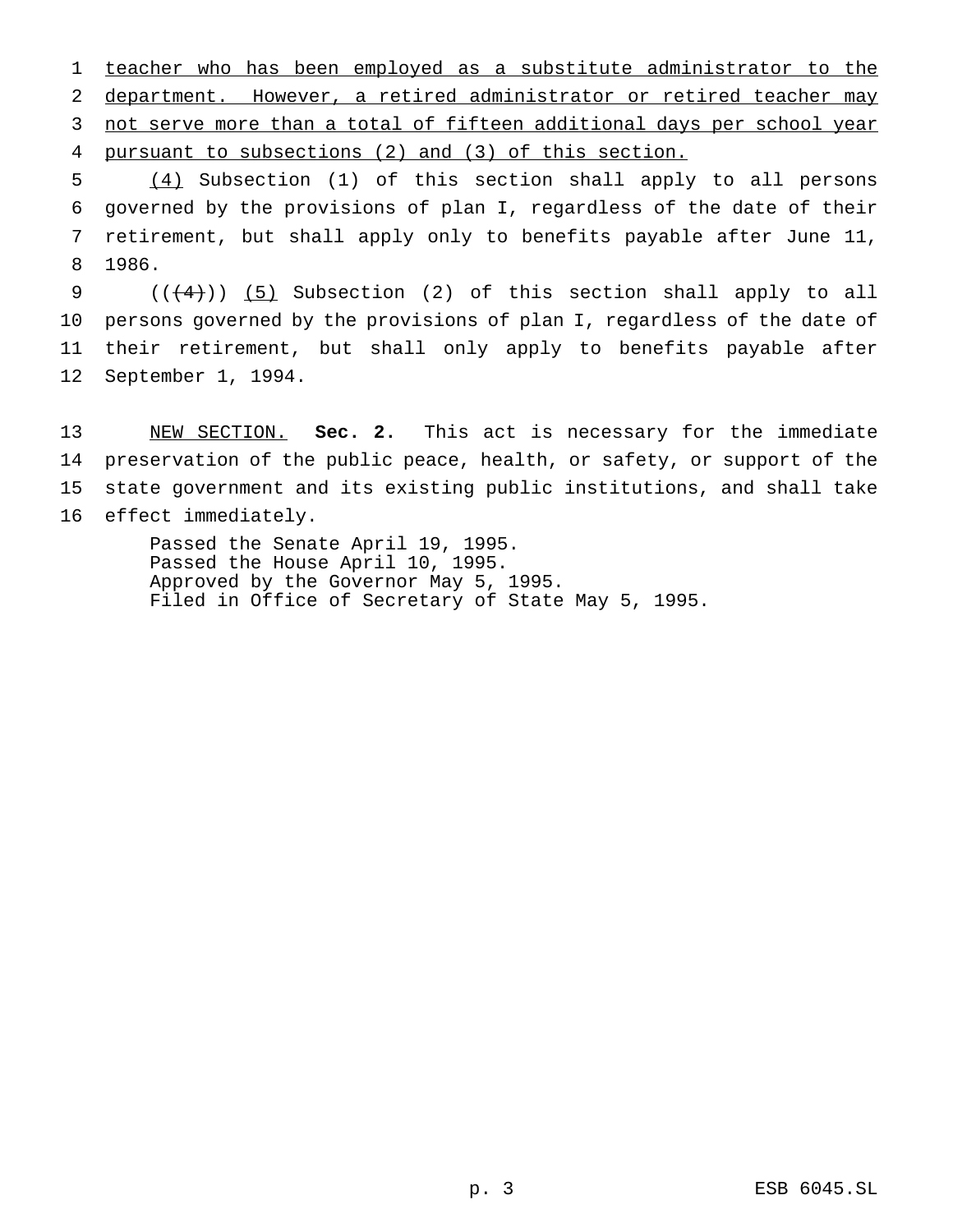teacher who has been employed as a substitute administrator to the department. However, a retired administrator or retired teacher may not serve more than a total of fifteen additional days per school year pursuant to subsections (2) and (3) of this section.

(4) Subsection (1) of this section shall apply to all persons governed by the provisions of plan I, regardless of the date of their retirement, but shall apply only to benefits payable after June 11, 1986.

~~((~~(4)~~))~~ (5) Subsection (2) of this section shall apply to all persons governed by the provisions of plan I, regardless of the date of their retirement, but shall only apply to benefits payable after September 1, 1994.

NEW SECTION. **Sec. 2.** This act is necessary for the immediate preservation of the public peace, health, or safety, or support of the state government and its existing public institutions, and shall take effect immediately.

Passed the Senate April 19, 1995.
Passed the House April 10, 1995.
Approved by the Governor May 5, 1995.
Filed in Office of Secretary of State May 5, 1995.